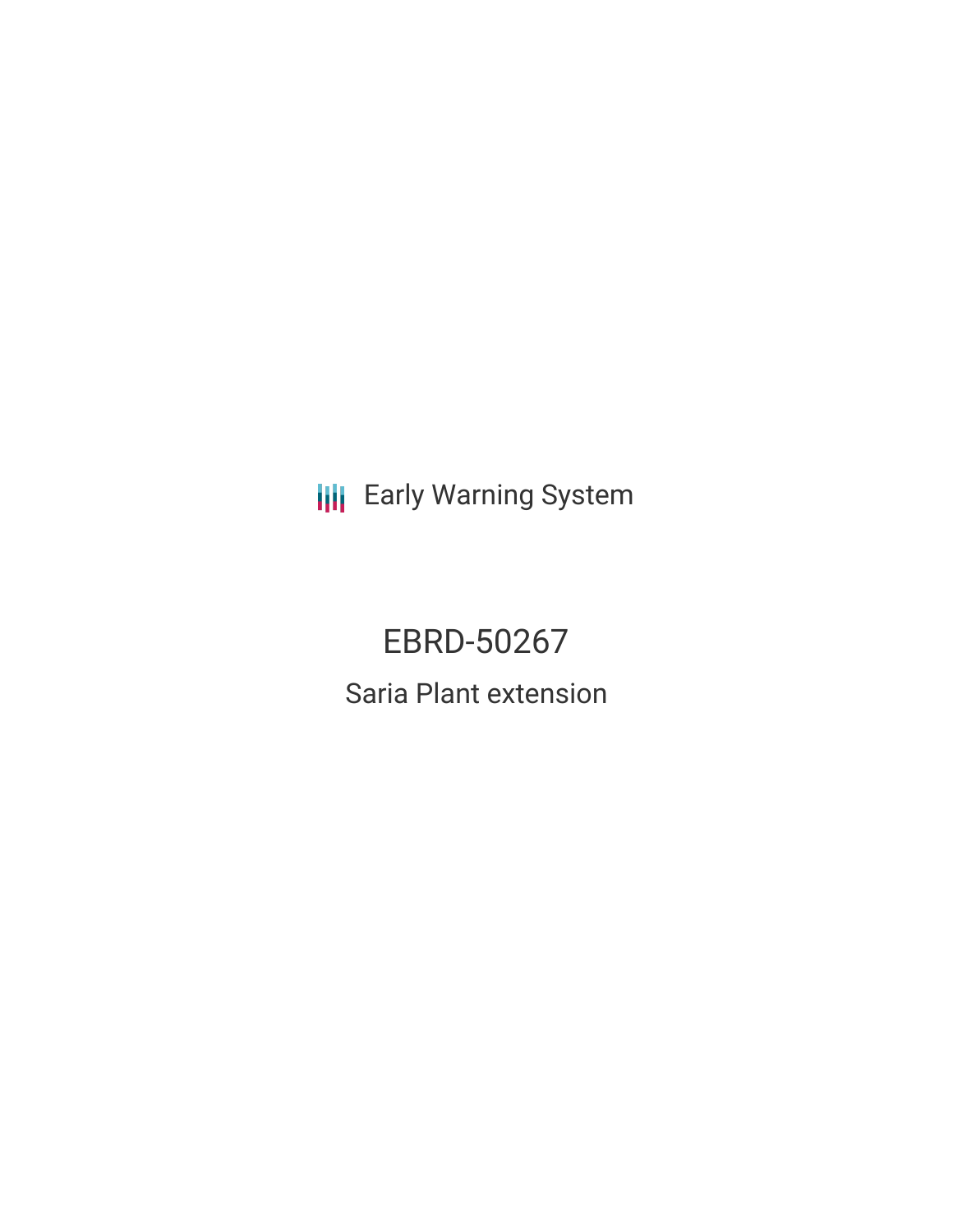Early Warning System

# EBRD-50267

## Saria Plant extension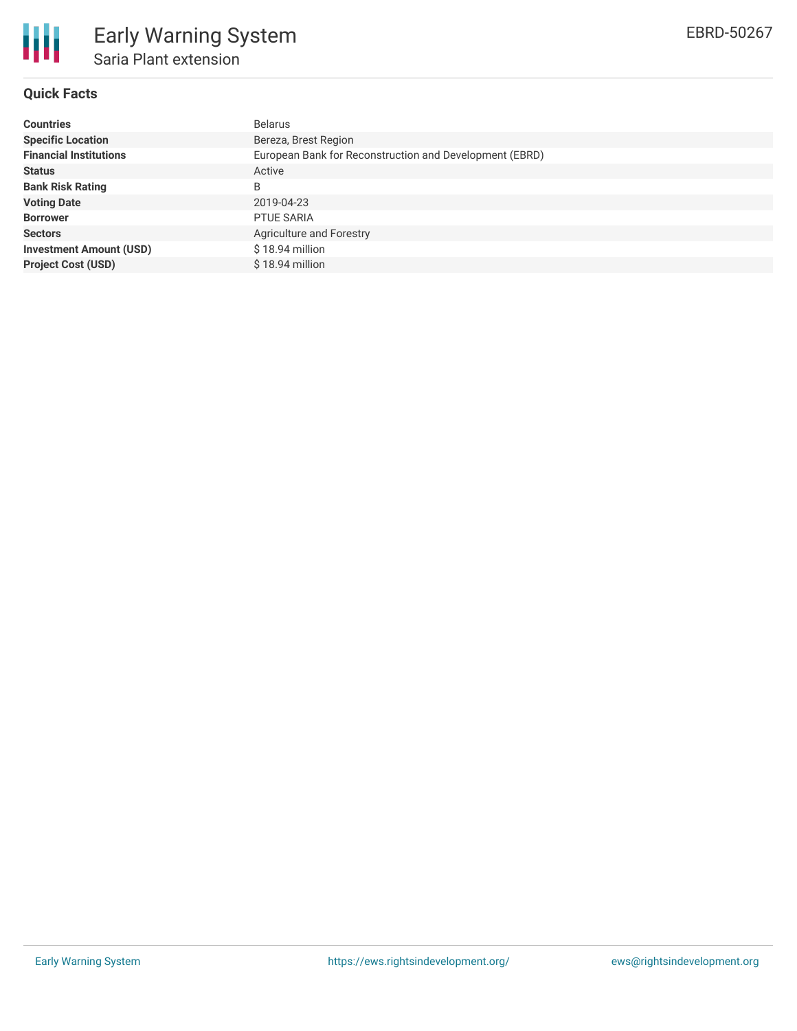# Early Warning System

## Saria Plant extension

EBRD-50267

### Quick Facts

| | |
|---|---|
| **Countries** | Belarus |
| **Specific Location** | Bereza, Brest Region |
| **Financial Institutions** | European Bank for Reconstruction and Development (EBRD) |
| **Status** | Active |
| **Bank Risk Rating** | B |
| **Voting Date** | 2019-04-23 |
| **Borrower** | PTUE SARIA |
| **Sectors** | Agriculture and Forestry |
| **Investment Amount (USD)** | $ 18.94 million |
| **Project Cost (USD)** | $ 18.94 million |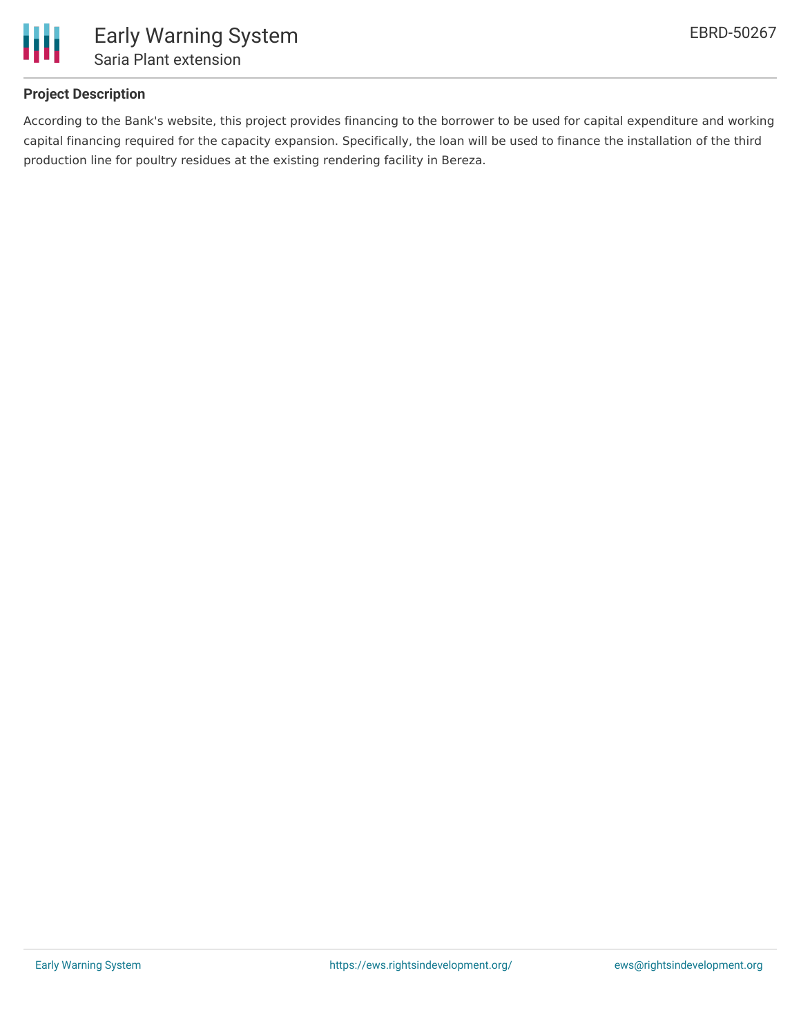## Project Description

According to the Bank's website, this project provides financing to the borrower to be used for capital expenditure and working capital financing required for the capacity expansion. Specifically, the loan will be used to finance the installation of the third production line for poultry residues at the existing rendering facility in Bereza.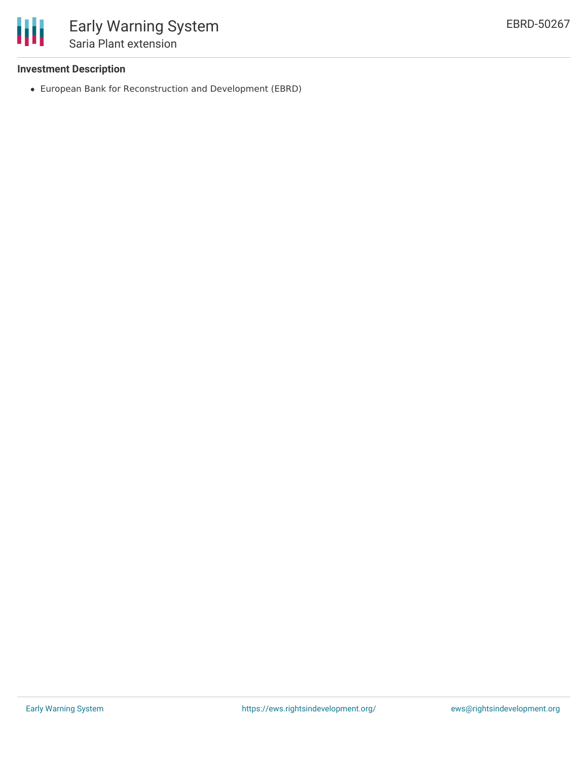# Early Warning System

## Saria Plant extension

EBRD-50267

### Investment Description

- European Bank for Reconstruction and Development (EBRD)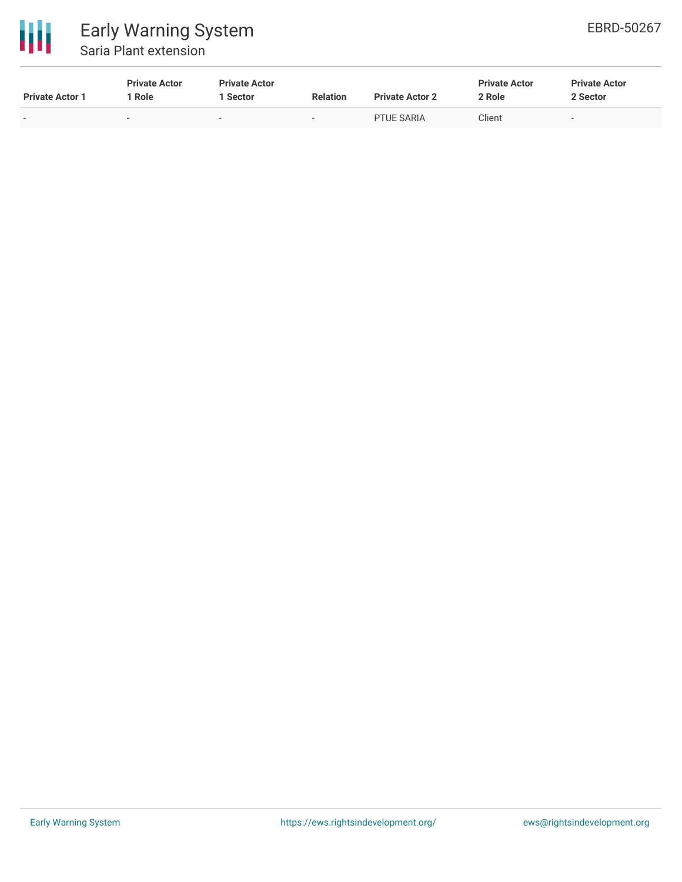| Private Actor 1 | Private Actor 1 Role | Private Actor 1 Sector | Relation | Private Actor 2 | Private Actor 2 Role | Private Actor 2 Sector |
|---|---|---|---|---|---|---|
| - | - | - | - | PTUE SARIA | Client | - |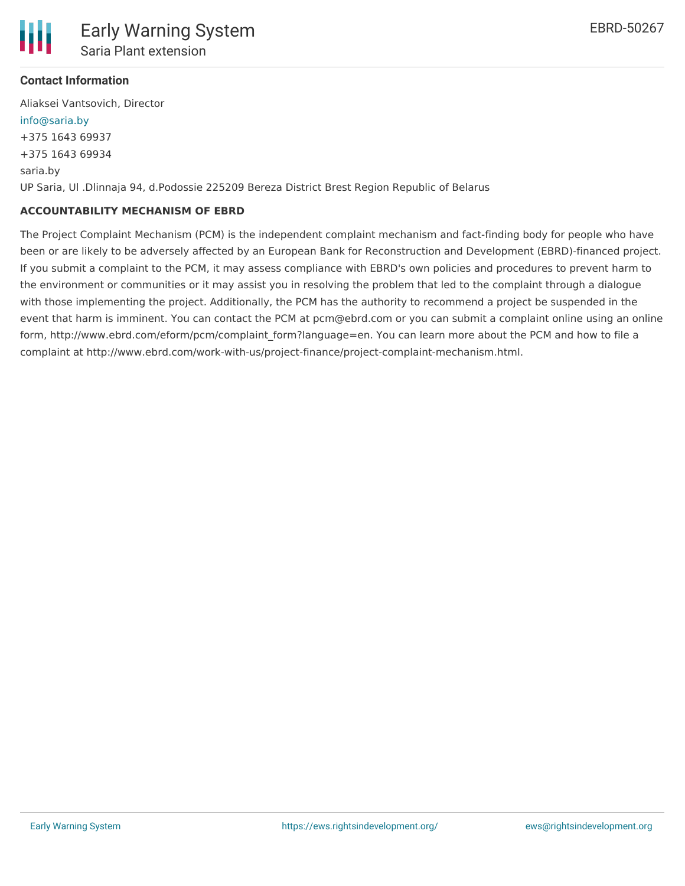**Contact Information**

Aliaksei Vantsovich, Director
info@saria.by
+375 1643 69937
+375 1643 69934
saria.by
UP Saria, Ul .Dlinnaja 94, d.Podossie 225209 Bereza District Brest Region Republic of Belarus

**ACCOUNTABILITY MECHANISM OF EBRD**

The Project Complaint Mechanism (PCM) is the independent complaint mechanism and fact-finding body for people who have been or are likely to be adversely affected by an European Bank for Reconstruction and Development (EBRD)-financed project. If you submit a complaint to the PCM, it may assess compliance with EBRD's own policies and procedures to prevent harm to the environment or communities or it may assist you in resolving the problem that led to the complaint through a dialogue with those implementing the project. Additionally, the PCM has the authority to recommend a project be suspended in the event that harm is imminent. You can contact the PCM at pcm@ebrd.com or you can submit a complaint online using an online form, http://www.ebrd.com/eform/pcm/complaint_form?language=en. You can learn more about the PCM and how to file a complaint at http://www.ebrd.com/work-with-us/project-finance/project-complaint-mechanism.html.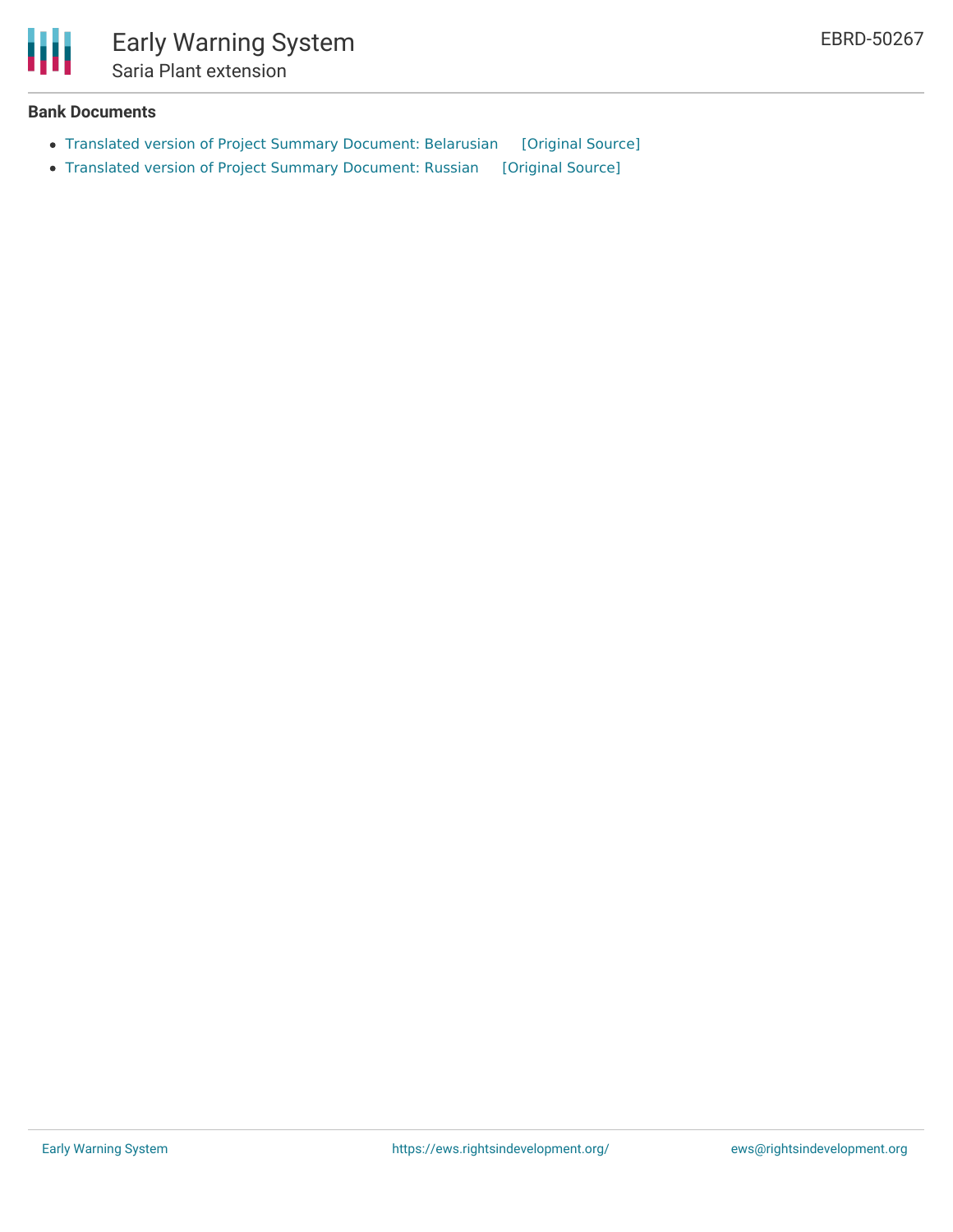**Bank Documents**

- Translated version of Project Summary Document: Belarusian [Original Source]
- Translated version of Project Summary Document: Russian [Original Source]